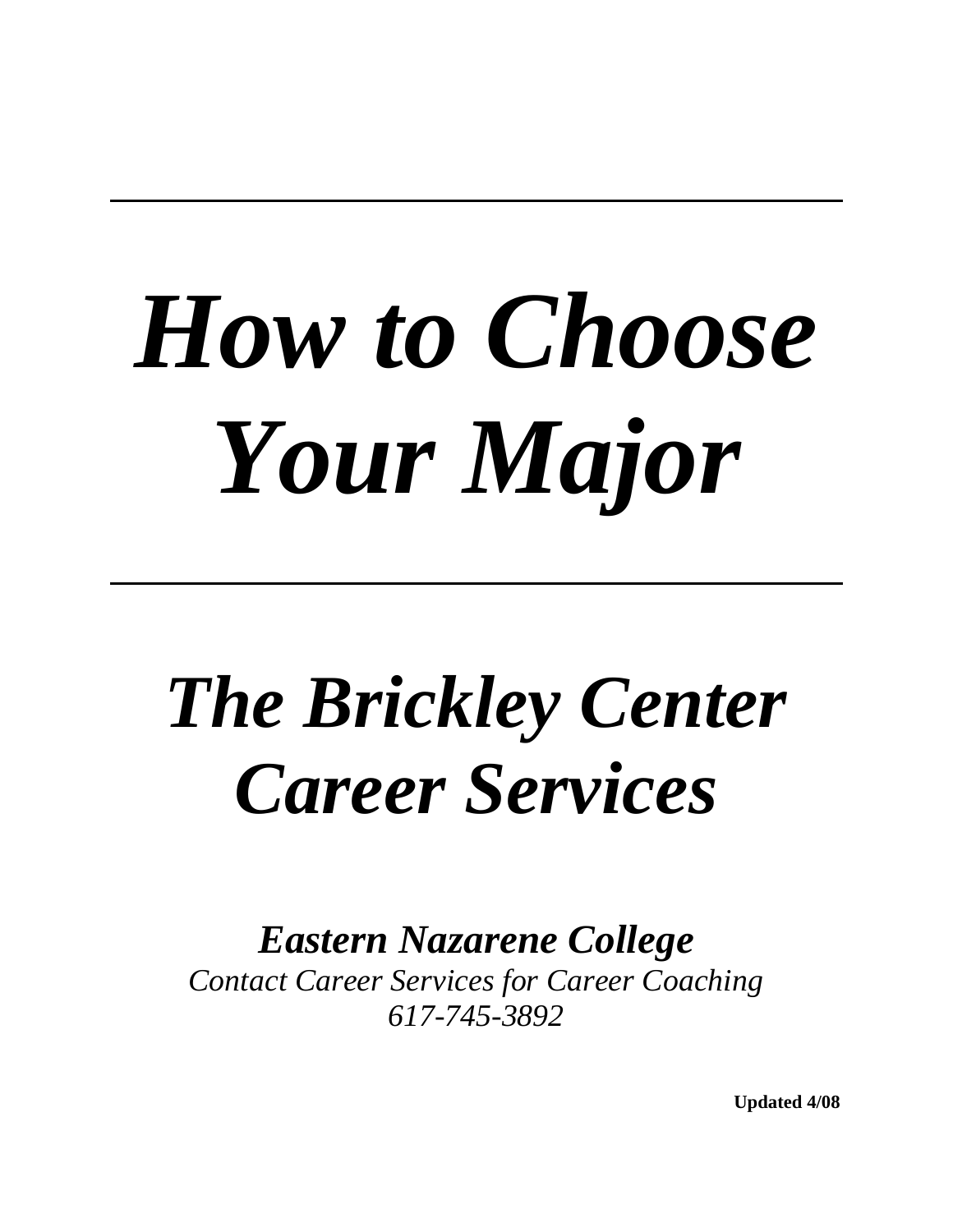---

# *How to Choose Your Major*

---

## *The Brickley Center Career Services*

***Eastern Nazarene College***

*Contact Career Services for Career Coaching*

*617-745-3892*

**Updated 4/08**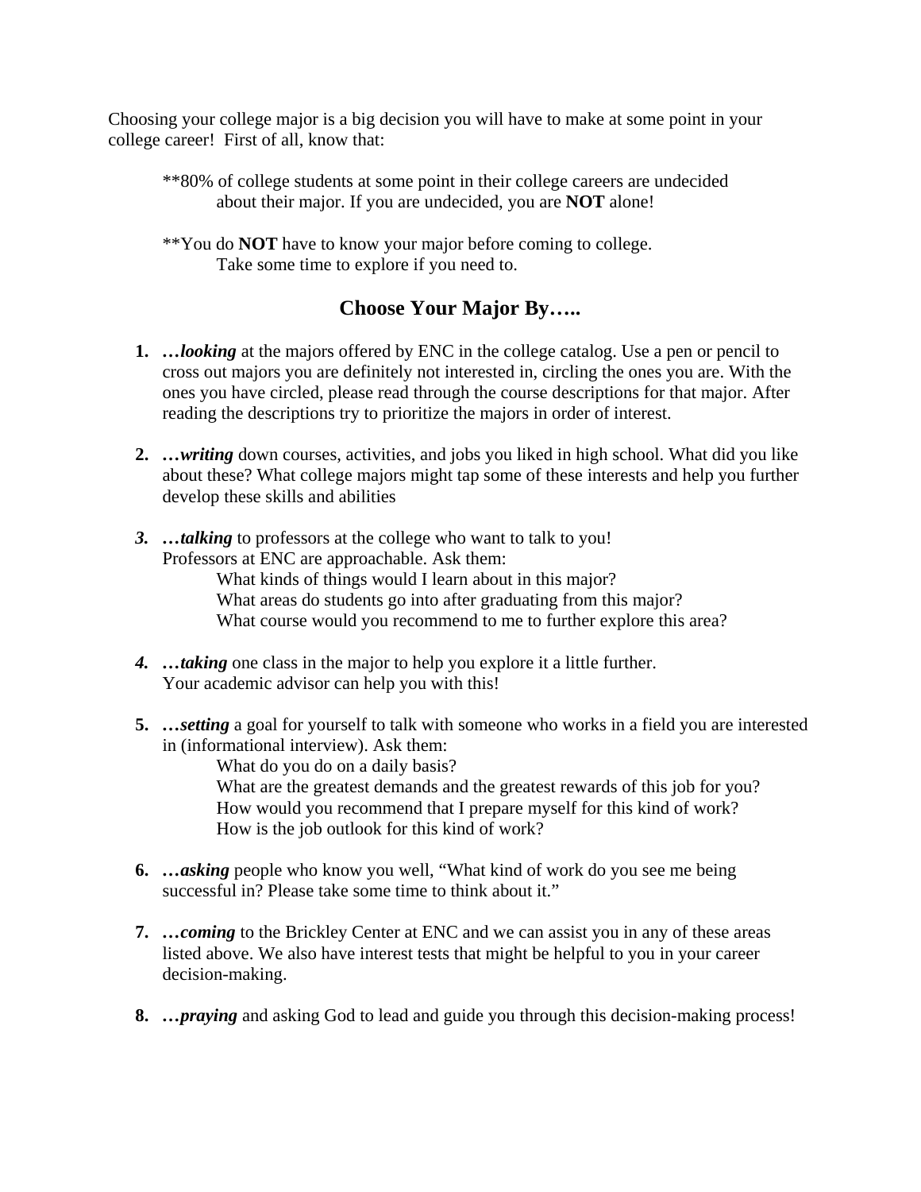Choosing your college major is a big decision you will have to make at some point in your college career! First of all, know that:

> **80% of college students at some point in their college careers are undecided about their major. If you are undecided, you are **NOT** alone!
>
> **You do **NOT** have to know your major before coming to college. Take some time to explore if you need to.

## Choose Your Major By…..

1. ***…looking*** at the majors offered by ENC in the college catalog. Use a pen or pencil to cross out majors you are definitely not interested in, circling the ones you are. With the ones you have circled, please read through the course descriptions for that major. After reading the descriptions try to prioritize the majors in order of interest.

2. ***…writing*** down courses, activities, and jobs you liked in high school. What did you like about these? What college majors might tap some of these interests and help you further develop these skills and abilities

3. ***…talking*** to professors at the college who want to talk to you!
   Professors at ENC are approachable. Ask them:
   - What kinds of things would I learn about in this major?
   - What areas do students go into after graduating from this major?
   - What course would you recommend to me to further explore this area?

4. ***…taking*** one class in the major to help you explore it a little further.
   Your academic advisor can help you with this!

5. ***…setting*** a goal for yourself to talk with someone who works in a field you are interested in (informational interview). Ask them:
   - What do you do on a daily basis?
   - What are the greatest demands and the greatest rewards of this job for you?
   - How would you recommend that I prepare myself for this kind of work?
   - How is the job outlook for this kind of work?

6. ***…asking*** people who know you well, "What kind of work do you see me being successful in? Please take some time to think about it."

7. ***…coming*** to the Brickley Center at ENC and we can assist you in any of these areas listed above. We also have interest tests that might be helpful to you in your career decision-making.

8. ***…praying*** and asking God to lead and guide you through this decision-making process!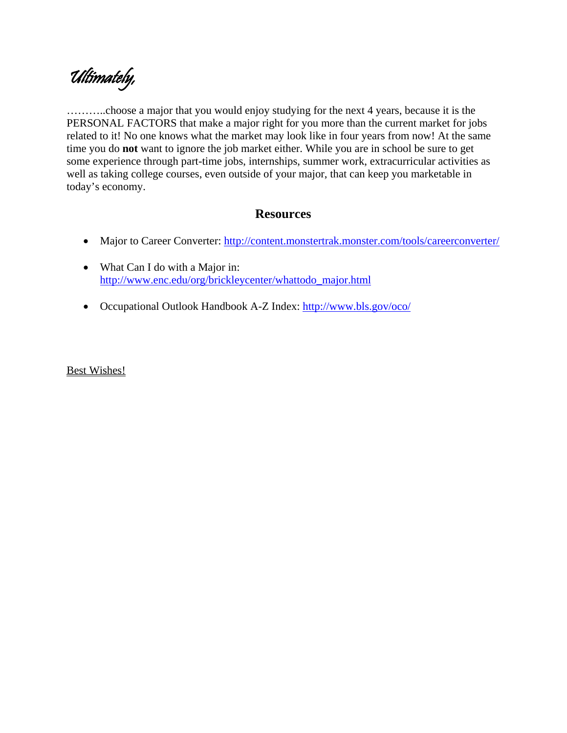*Ultimately,*

………..choose a major that you would enjoy studying for the next 4 years, because it is the PERSONAL FACTORS that make a major right for you more than the current market for jobs related to it! No one knows what the market may look like in four years from now! At the same time you do **not** want to ignore the job market either. While you are in school be sure to get some experience through part-time jobs, internships, summer work, extracurricular activities as well as taking college courses, even outside of your major, that can keep you marketable in today's economy.

## Resources

- Major to Career Converter: [http://content.monstertrak.monster.com/tools/careerconverter/](http://content.monstertrak.monster.com/tools/careerconverter/)
- What Can I do with a Major in: [http://www.enc.edu/org/brickleycenter/whattodo_major.html](http://www.enc.edu/org/brickleycenter/whattodo_major.html)
- Occupational Outlook Handbook A-Z Index: [http://www.bls.gov/oco/](http://www.bls.gov/oco/)

<u>Best Wishes!</u>